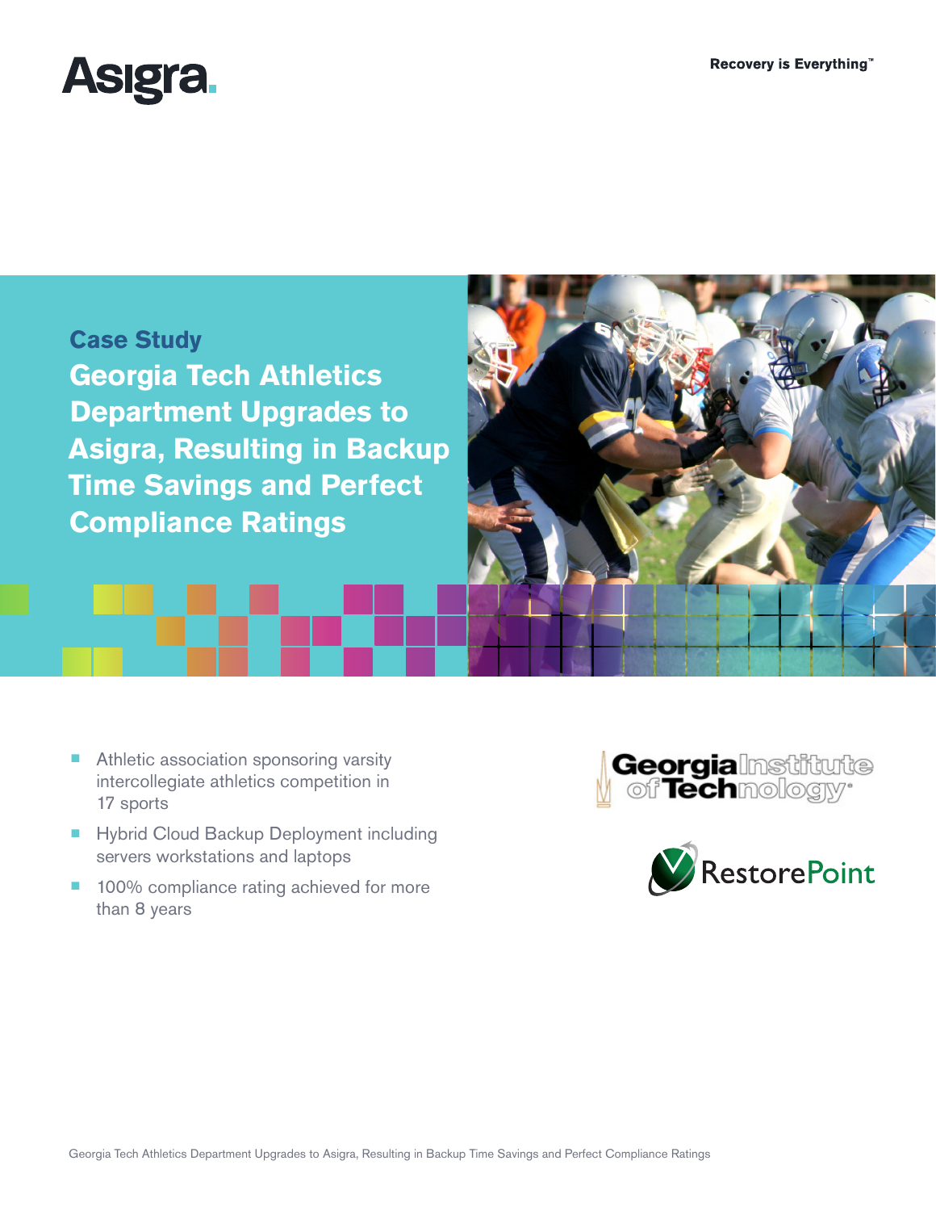Asigra.

Recovery is Everything™

## Case Study

# Georgia Tech Athletics Department Upgrades to Asigra, Resulting in Backup Time Savings and Perfect Compliance Ratings

- Athletic association sponsoring varsity intercollegiate athletics competition in 17 sports
- Hybrid Cloud Backup Deployment including servers workstations and laptops
- 100% compliance rating achieved for more than 8 years

Georgia Institute of Technology

RestorePoint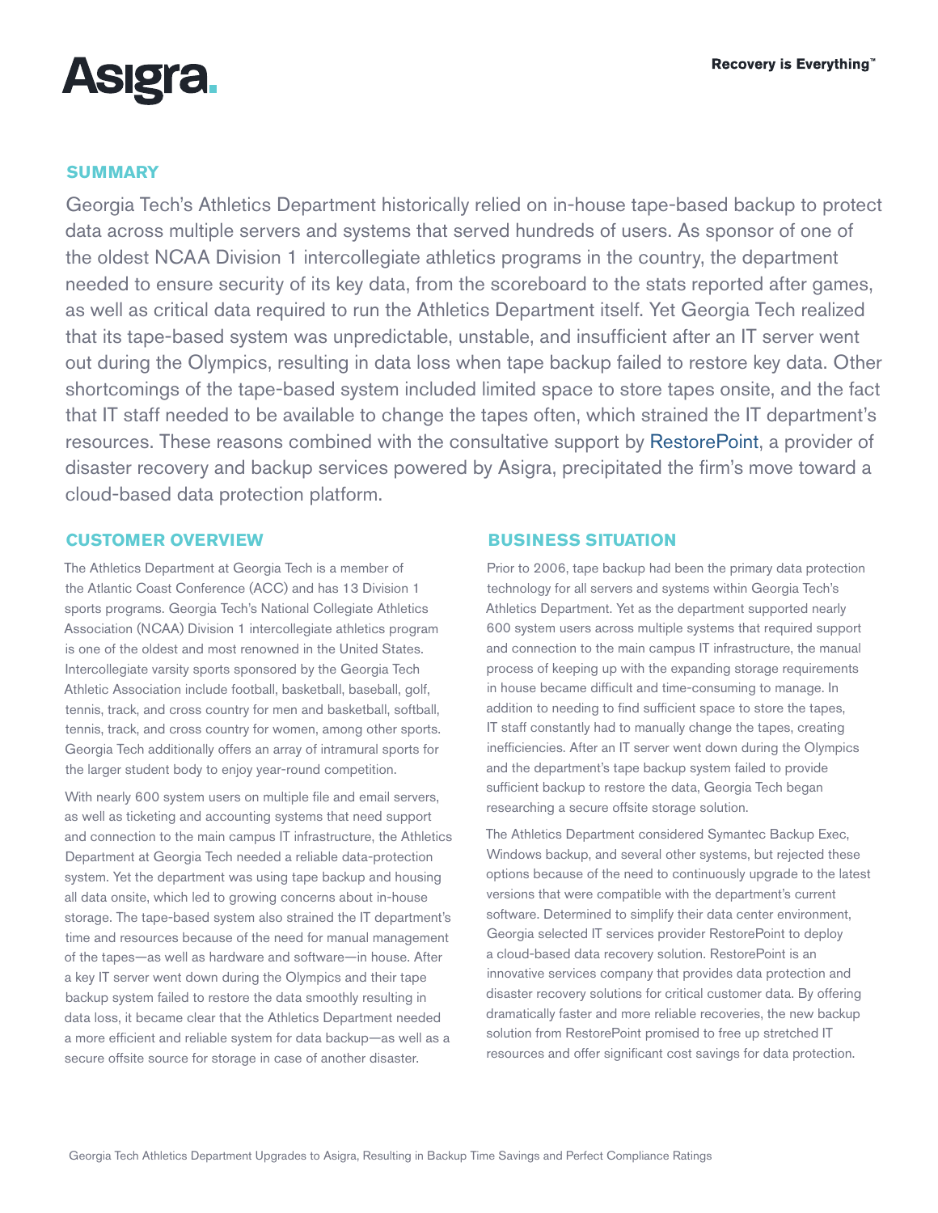## SUMMARY

Georgia Tech's Athletics Department historically relied on in-house tape-based backup to protect data across multiple servers and systems that served hundreds of users. As sponsor of one of the oldest NCAA Division 1 intercollegiate athletics programs in the country, the department needed to ensure security of its key data, from the scoreboard to the stats reported after games, as well as critical data required to run the Athletics Department itself. Yet Georgia Tech realized that its tape-based system was unpredictable, unstable, and insufficient after an IT server went out during the Olympics, resulting in data loss when tape backup failed to restore key data. Other shortcomings of the tape-based system included limited space to store tapes onsite, and the fact that IT staff needed to be available to change the tapes often, which strained the IT department's resources. These reasons combined with the consultative support by RestorePoint, a provider of disaster recovery and backup services powered by Asigra, precipitated the firm's move toward a cloud-based data protection platform.

## CUSTOMER OVERVIEW

The Athletics Department at Georgia Tech is a member of the Atlantic Coast Conference (ACC) and has 13 Division 1 sports programs. Georgia Tech's National Collegiate Athletics Association (NCAA) Division 1 intercollegiate athletics program is one of the oldest and most renowned in the United States. Intercollegiate varsity sports sponsored by the Georgia Tech Athletic Association include football, basketball, baseball, golf, tennis, track, and cross country for men and basketball, softball, tennis, track, and cross country for women, among other sports. Georgia Tech additionally offers an array of intramural sports for the larger student body to enjoy year-round competition.

With nearly 600 system users on multiple file and email servers, as well as ticketing and accounting systems that need support and connection to the main campus IT infrastructure, the Athletics Department at Georgia Tech needed a reliable data-protection system. Yet the department was using tape backup and housing all data onsite, which led to growing concerns about in-house storage. The tape-based system also strained the IT department's time and resources because of the need for manual management of the tapes—as well as hardware and software—in house. After a key IT server went down during the Olympics and their tape backup system failed to restore the data smoothly resulting in data loss, it became clear that the Athletics Department needed a more efficient and reliable system for data backup—as well as a secure offsite source for storage in case of another disaster.

## BUSINESS SITUATION

Prior to 2006, tape backup had been the primary data protection technology for all servers and systems within Georgia Tech's Athletics Department. Yet as the department supported nearly 600 system users across multiple systems that required support and connection to the main campus IT infrastructure, the manual process of keeping up with the expanding storage requirements in house became difficult and time-consuming to manage. In addition to needing to find sufficient space to store the tapes, IT staff constantly had to manually change the tapes, creating inefficiencies. After an IT server went down during the Olympics and the department's tape backup system failed to provide sufficient backup to restore the data, Georgia Tech began researching a secure offsite storage solution.

The Athletics Department considered Symantec Backup Exec, Windows backup, and several other systems, but rejected these options because of the need to continuously upgrade to the latest versions that were compatible with the department's current software. Determined to simplify their data center environment, Georgia selected IT services provider RestorePoint to deploy a cloud-based data recovery solution. RestorePoint is an innovative services company that provides data protection and disaster recovery solutions for critical customer data. By offering dramatically faster and more reliable recoveries, the new backup solution from RestorePoint promised to free up stretched IT resources and offer significant cost savings for data protection.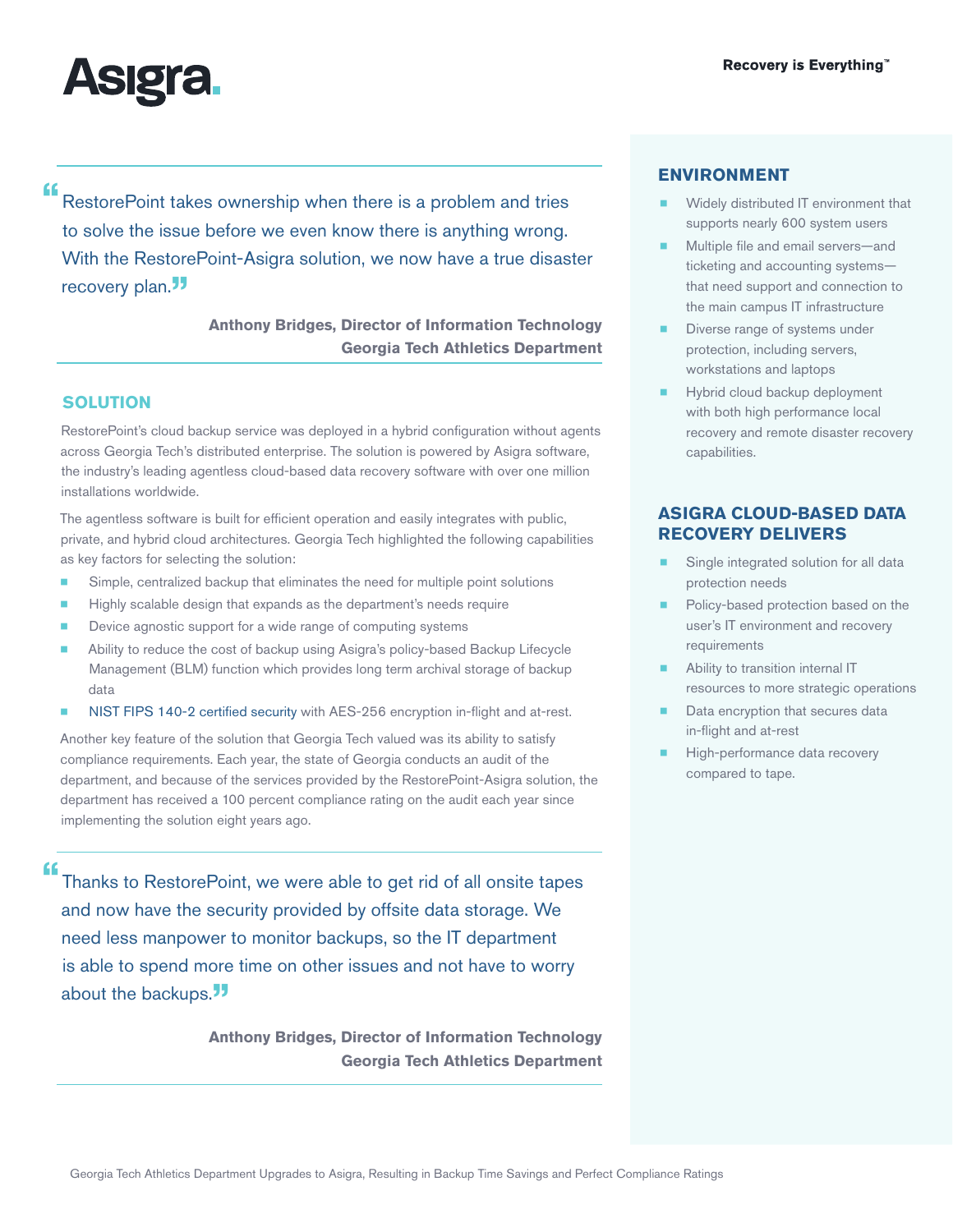> “RestorePoint takes ownership when there is a problem and tries to solve the issue before we even know there is anything wrong. With the RestorePoint-Asigra solution, we now have a true disaster recovery plan.”
>
> **Anthony Bridges, Director of Information Technology**
> **Georgia Tech Athletics Department**

## SOLUTION

RestorePoint's cloud backup service was deployed in a hybrid configuration without agents across Georgia Tech's distributed enterprise. The solution is powered by Asigra software, the industry's leading agentless cloud-based data recovery software with over one million installations worldwide.

The agentless software is built for efficient operation and easily integrates with public, private, and hybrid cloud architectures. Georgia Tech highlighted the following capabilities as key factors for selecting the solution:

- Simple, centralized backup that eliminates the need for multiple point solutions
- Highly scalable design that expands as the department's needs require
- Device agnostic support for a wide range of computing systems
- Ability to reduce the cost of backup using Asigra's policy-based Backup Lifecycle Management (BLM) function which provides long term archival storage of backup data
- NIST FIPS 140-2 certified security with AES-256 encryption in-flight and at-rest.

Another key feature of the solution that Georgia Tech valued was its ability to satisfy compliance requirements. Each year, the state of Georgia conducts an audit of the department, and because of the services provided by the RestorePoint-Asigra solution, the department has received a 100 percent compliance rating on the audit each year since implementing the solution eight years ago.

> “Thanks to RestorePoint, we were able to get rid of all onsite tapes and now have the security provided by offsite data storage. We need less manpower to monitor backups, so the IT department is able to spend more time on other issues and not have to worry about the backups.”
>
> **Anthony Bridges, Director of Information Technology**
> **Georgia Tech Athletics Department**

## ENVIRONMENT

- Widely distributed IT environment that supports nearly 600 system users
- Multiple file and email servers—and ticketing and accounting systems—that need support and connection to the main campus IT infrastructure
- Diverse range of systems under protection, including servers, workstations and laptops
- Hybrid cloud backup deployment with both high performance local recovery and remote disaster recovery capabilities.

## ASIGRA CLOUD-BASED DATA RECOVERY DELIVERS

- Single integrated solution for all data protection needs
- Policy-based protection based on the user's IT environment and recovery requirements
- Ability to transition internal IT resources to more strategic operations
- Data encryption that secures data in-flight and at-rest
- High-performance data recovery compared to tape.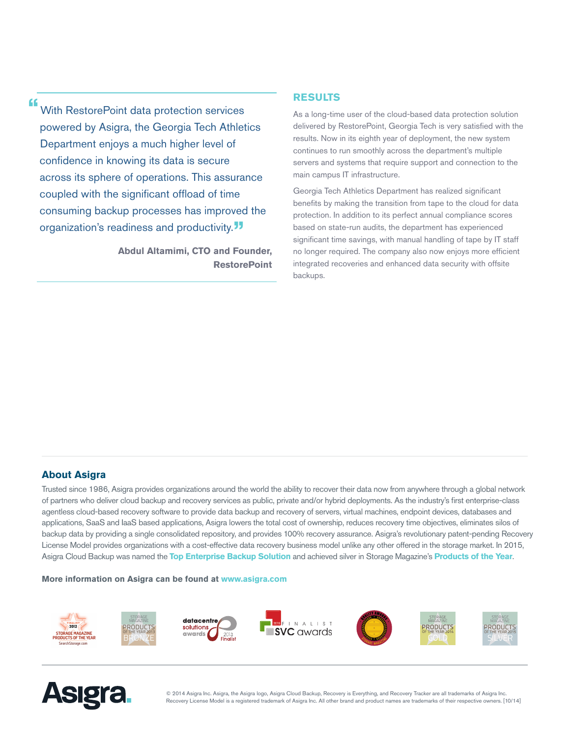> "With RestorePoint data protection services powered by Asigra, the Georgia Tech Athletics Department enjoys a much higher level of confidence in knowing its data is secure across its sphere of operations. This assurance coupled with the significant offload of time consuming backup processes has improved the organization's readiness and productivity."

**Abdul Altamimi, CTO and Founder, RestorePoint**

## RESULTS

As a long-time user of the cloud-based data protection solution delivered by RestorePoint, Georgia Tech is very satisfied with the results. Now in its eighth year of deployment, the new system continues to run smoothly across the department's multiple servers and systems that require support and connection to the main campus IT infrastructure.

Georgia Tech Athletics Department has realized significant benefits by making the transition from tape to the cloud for data protection. In addition to its perfect annual compliance scores based on state-run audits, the department has experienced significant time savings, with manual handling of tape by IT staff no longer required. The company also now enjoys more efficient integrated recoveries and enhanced data security with offsite backups.

## About Asigra

Trusted since 1986, Asigra provides organizations around the world the ability to recover their data now from anywhere through a global network of partners who deliver cloud backup and recovery services as public, private and/or hybrid deployments. As the industry's first enterprise-class agentless cloud-based recovery software to provide data backup and recovery of servers, virtual machines, endpoint devices, databases and applications, SaaS and IaaS based applications, Asigra lowers the total cost of ownership, reduces recovery time objectives, eliminates silos of backup data by providing a single consolidated repository, and provides 100% recovery assurance. Asigra's revolutionary patent-pending Recovery License Model provides organizations with a cost-effective data recovery business model unlike any other offered in the storage market. In 2015, Asigra Cloud Backup was named the **Top Enterprise Backup Solution** and achieved silver in Storage Magazine's **Products of the Year**.

**More information on Asigra can be found at www.asigra.com**

© 2014 Asigra Inc. Asigra, the Asigra logo, Asigra Cloud Backup, Recovery is Everything, and Recovery Tracker are all trademarks of Asigra Inc. Recovery License Model is a registered trademark of Asigra Inc. All other brand and product names are trademarks of their respective owners. [10/14]